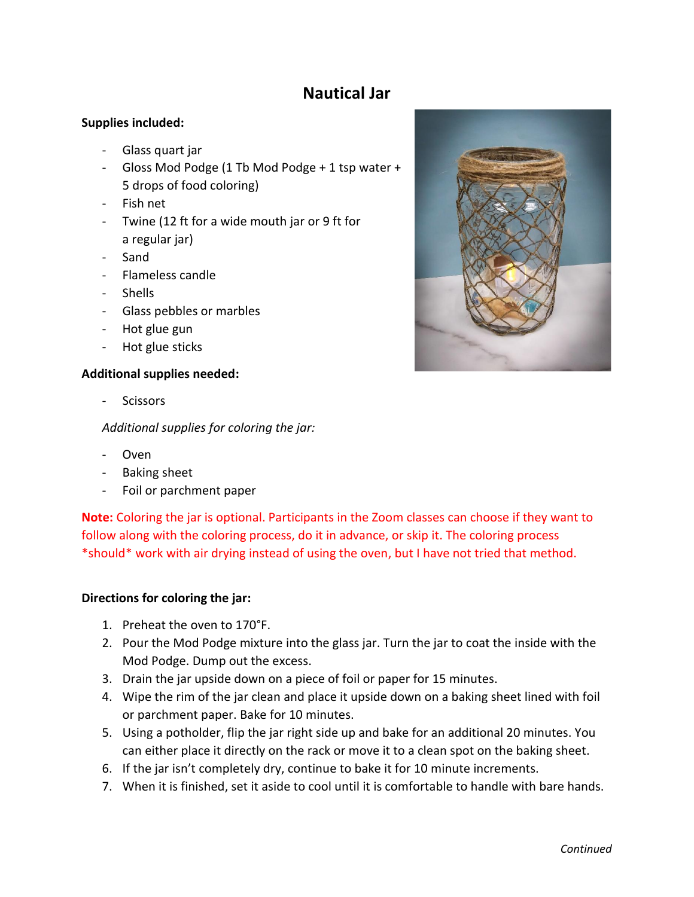# Nautical Jar

**Supplies included:**

- Glass quart jar
- Gloss Mod Podge (1 Tb Mod Podge + 1 tsp water + 5 drops of food coloring)
- Fish net
- Twine (12 ft for a wide mouth jar or 9 ft for a regular jar)
- Sand
- Flameless candle
- Shells
- Glass pebbles or marbles
- Hot glue gun
- Hot glue sticks

**Additional supplies needed:**

- Scissors

*Additional supplies for coloring the jar:*

- Oven
- Baking sheet
- Foil or parchment paper

**Note:** Coloring the jar is optional. Participants in the Zoom classes can choose if they want to follow along with the coloring process, do it in advance, or skip it. The coloring process *should* work with air drying instead of using the oven, but I have not tried that method.

**Directions for coloring the jar:**

1. Preheat the oven to 170°F.
2. Pour the Mod Podge mixture into the glass jar. Turn the jar to coat the inside with the Mod Podge. Dump out the excess.
3. Drain the jar upside down on a piece of foil or paper for 15 minutes.
4. Wipe the rim of the jar clean and place it upside down on a baking sheet lined with foil or parchment paper. Bake for 10 minutes.
5. Using a potholder, flip the jar right side up and bake for an additional 20 minutes. You can either place it directly on the rack or move it to a clean spot on the baking sheet.
6. If the jar isn't completely dry, continue to bake it for 10 minute increments.
7. When it is finished, set it aside to cool until it is comfortable to handle with bare hands.

*Continued*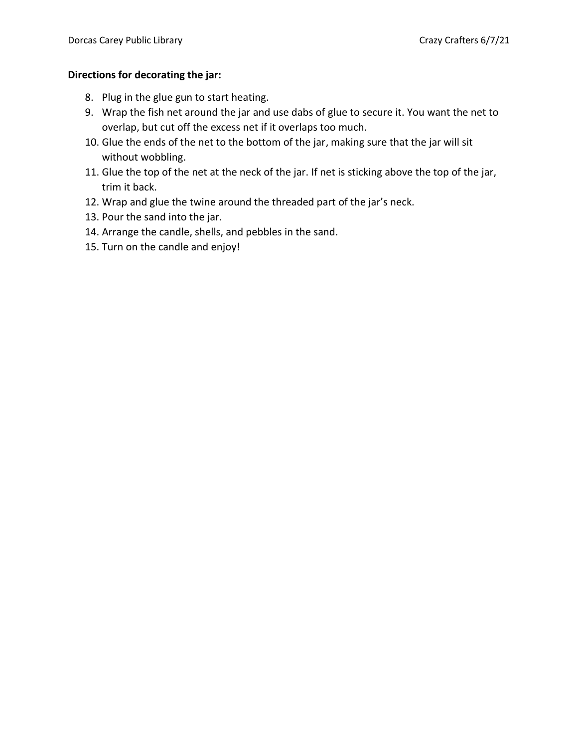**Directions for decorating the jar:**

8. Plug in the glue gun to start heating.
9. Wrap the fish net around the jar and use dabs of glue to secure it. You want the net to overlap, but cut off the excess net if it overlaps too much.
10. Glue the ends of the net to the bottom of the jar, making sure that the jar will sit without wobbling.
11. Glue the top of the net at the neck of the jar. If net is sticking above the top of the jar, trim it back.
12. Wrap and glue the twine around the threaded part of the jar's neck.
13. Pour the sand into the jar.
14. Arrange the candle, shells, and pebbles in the sand.
15. Turn on the candle and enjoy!